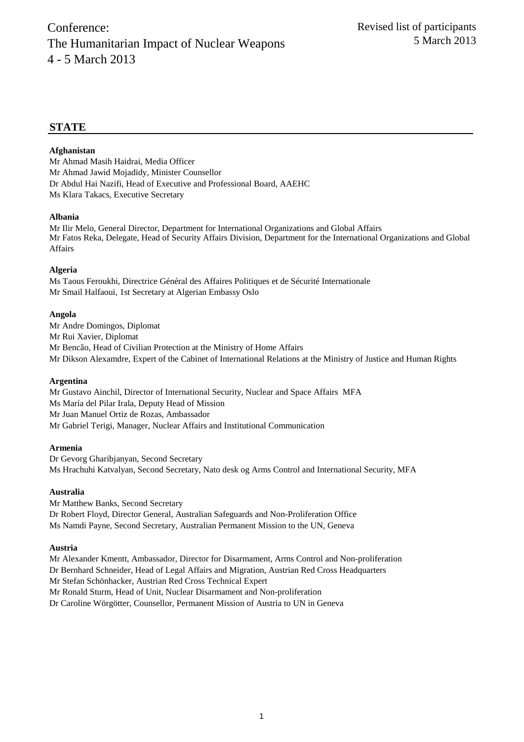Conference:
The Humanitarian Impact of Nuclear Weapons
4 - 5 March 2013

Revised list of participants
5 March 2013

## STATE

**Afghanistan**

Mr Ahmad Masih Haidrai, Media Officer
Mr Ahmad Jawid Mojadidy, Minister Counsellor
Dr Abdul Hai Nazifi, Head of Executive and Professional Board, AAEHC
Ms Klara Takacs, Executive Secretary

**Albania**

Mr Ilir Melo, General Director, Department for International Organizations and Global Affairs
Mr Fatos Reka, Delegate, Head of Security Affairs Division, Department for the International Organizations and Global Affairs

**Algeria**

Ms Taous Feroukhi, Directrice Général des Affaires Politiques et de Sécurité Internationale
Mr Smail Halfaoui, 1st Secretary at Algerian Embassy Oslo

**Angola**

Mr Andre Domingos, Diplomat
Mr Rui Xavier, Diplomat
Mr Bencão, Head of Civilian Protection at the Ministry of Home Affairs
Mr Dikson Alexamdre, Expert of the Cabinet of International Relations at the Ministry of Justice and Human Rights

**Argentina**

Mr Gustavo Ainchil, Director of International Security, Nuclear and Space Affairs MFA
Ms María del Pilar Irala, Deputy Head of Mission
Mr Juan Manuel Ortiz de Rozas, Ambassador
Mr Gabriel Terigi, Manager, Nuclear Affairs and Institutional Communication

**Armenia**

Dr Gevorg Gharibjanyan, Second Secretary
Ms Hrachuhi Katvalyan, Second Secretary, Nato desk og Arms Control and International Security, MFA

**Australia**

Mr Matthew Banks, Second Secretary
Dr Robert Floyd, Director General, Australian Safeguards and Non-Proliferation Office
Ms Namdi Payne, Second Secretary, Australian Permanent Mission to the UN, Geneva

**Austria**

Mr Alexander Kmentt, Ambassador, Director for Disarmament, Arms Control and Non-proliferation
Dr Bernhard Schneider, Head of Legal Affairs and Migration, Austrian Red Cross Headquarters
Mr Stefan Schönhacker, Austrian Red Cross Technical Expert
Mr Ronald Sturm, Head of Unit, Nuclear Disarmament and Non-proliferation
Dr Caroline Wörgötter, Counsellor, Permanent Mission of Austria to UN in Geneva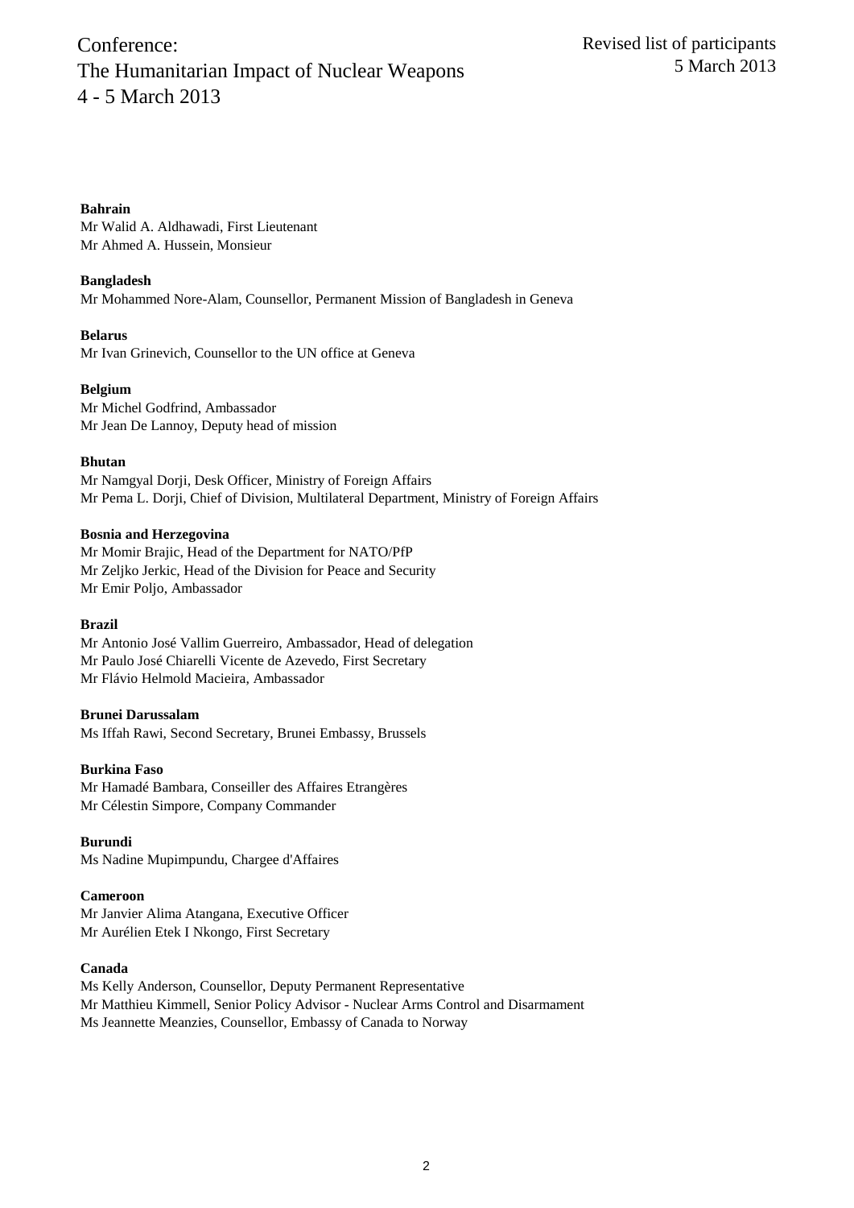**Bahrain**
Mr Walid A. Aldhawadi, First Lieutenant
Mr Ahmed A. Hussein, Monsieur

**Bangladesh**
Mr Mohammed Nore-Alam, Counsellor, Permanent Mission of Bangladesh in Geneva

**Belarus**
Mr Ivan Grinevich, Counsellor to the UN office at Geneva

**Belgium**
Mr Michel Godfrind, Ambassador
Mr Jean De Lannoy, Deputy head of mission

**Bhutan**
Mr Namgyal Dorji, Desk Officer, Ministry of Foreign Affairs
Mr Pema L. Dorji, Chief of Division, Multilateral Department, Ministry of Foreign Affairs

**Bosnia and Herzegovina**
Mr Momir Brajic, Head of the Department for NATO/PfP
Mr Zeljko Jerkic, Head of the Division for Peace and Security
Mr Emir Poljo, Ambassador

**Brazil**
Mr Antonio José Vallim Guerreiro, Ambassador, Head of delegation
Mr Paulo José Chiarelli Vicente de Azevedo, First Secretary
Mr Flávio Helmold Macieira, Ambassador

**Brunei Darussalam**
Ms Iffah Rawi, Second Secretary, Brunei Embassy, Brussels

**Burkina Faso**
Mr Hamadé Bambara, Conseiller des Affaires Etrangères
Mr Célestin Simpore, Company Commander

**Burundi**
Ms Nadine Mupimpundu, Chargee d'Affaires

**Cameroon**
Mr Janvier Alima Atangana, Executive Officer
Mr Aurélien Etek I Nkongo, First Secretary

**Canada**
Ms Kelly Anderson, Counsellor, Deputy Permanent Representative
Mr Matthieu Kimmell, Senior Policy Advisor - Nuclear Arms Control and Disarmament
Ms Jeannette Meanzies, Counsellor, Embassy of Canada to Norway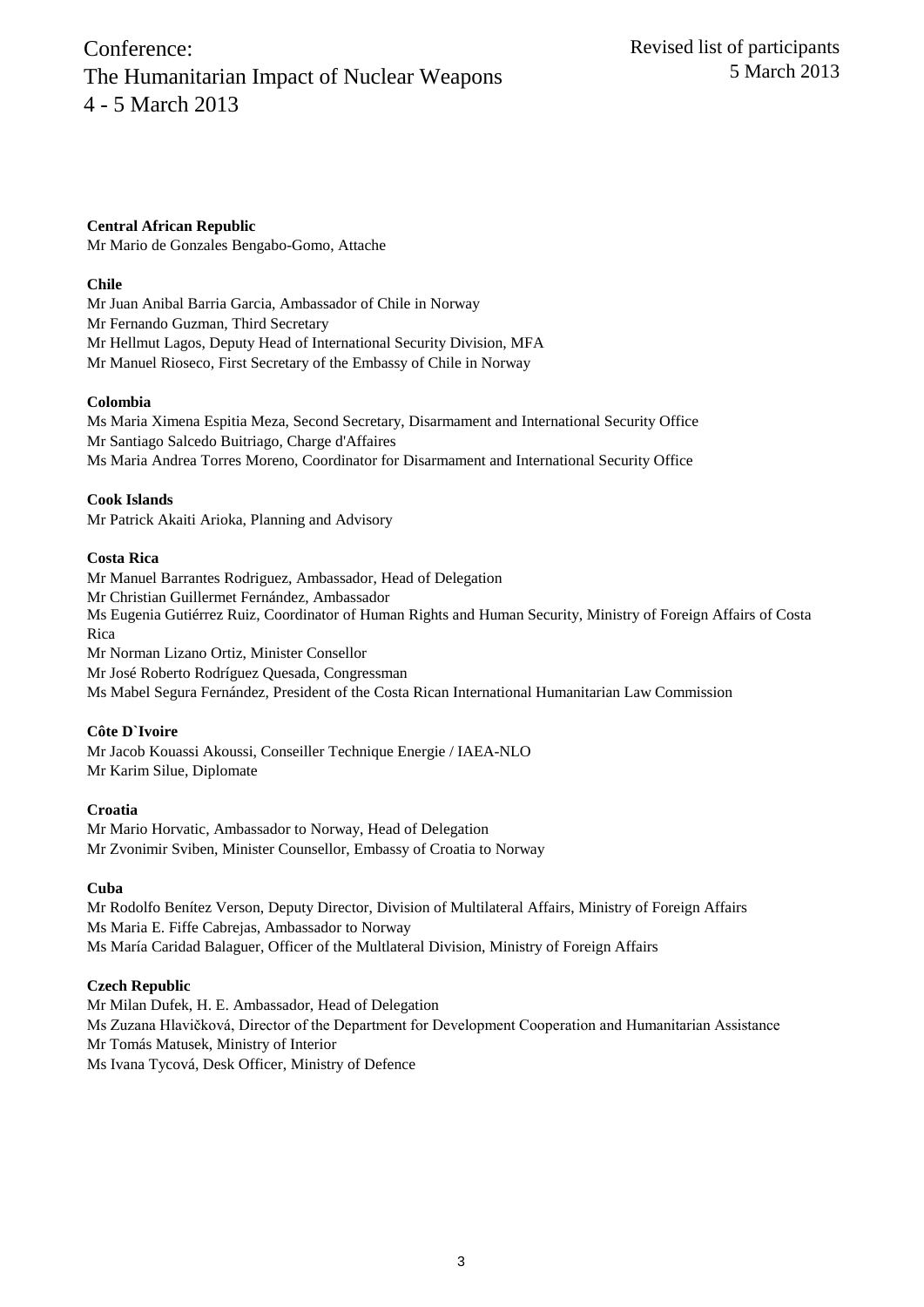**Central African Republic**
Mr Mario de Gonzales Bengabo-Gomo, Attache

**Chile**
Mr Juan Anibal Barria Garcia, Ambassador of Chile in Norway
Mr Fernando Guzman, Third Secretary
Mr Hellmut Lagos, Deputy Head of International Security Division, MFA
Mr Manuel Rioseco, First Secretary of the Embassy of Chile in Norway

**Colombia**
Ms Maria Ximena Espitia Meza, Second Secretary, Disarmament and International Security Office
Mr Santiago Salcedo Buitriago, Charge d'Affaires
Ms Maria Andrea Torres Moreno, Coordinator for Disarmament and International Security Office

**Cook Islands**
Mr Patrick Akaiti Arioka, Planning and Advisory

**Costa Rica**
Mr Manuel Barrantes Rodriguez, Ambassador, Head of Delegation
Mr Christian Guillermet Fernández, Ambassador
Ms Eugenia Gutiérrez Ruiz, Coordinator of Human Rights and Human Security, Ministry of Foreign Affairs of Costa Rica
Mr Norman Lizano Ortiz, Minister Consellor
Mr José Roberto Rodríguez Quesada, Congressman
Ms Mabel Segura Fernández, President of the Costa Rican International Humanitarian Law Commission

**Côte D`Ivoire**
Mr Jacob Kouassi Akoussi, Conseiller Technique Energie / IAEA-NLO
Mr Karim Silue, Diplomate

**Croatia**
Mr Mario Horvatic, Ambassador to Norway, Head of Delegation
Mr Zvonimir Sviben, Minister Counsellor, Embassy of Croatia to Norway

**Cuba**
Mr Rodolfo Benítez Verson, Deputy Director, Division of Multilateral Affairs, Ministry of Foreign Affairs
Ms Maria E. Fiffe Cabrejas, Ambassador to Norway
Ms María Caridad Balaguer, Officer of the Multlateral Division, Ministry of Foreign Affairs

**Czech Republic**
Mr Milan Dufek, H. E. Ambassador, Head of Delegation
Ms Zuzana Hlavičková, Director of the Department for Development Cooperation and Humanitarian Assistance
Mr Tomás Matusek, Ministry of Interior
Ms Ivana Tycová, Desk Officer, Ministry of Defence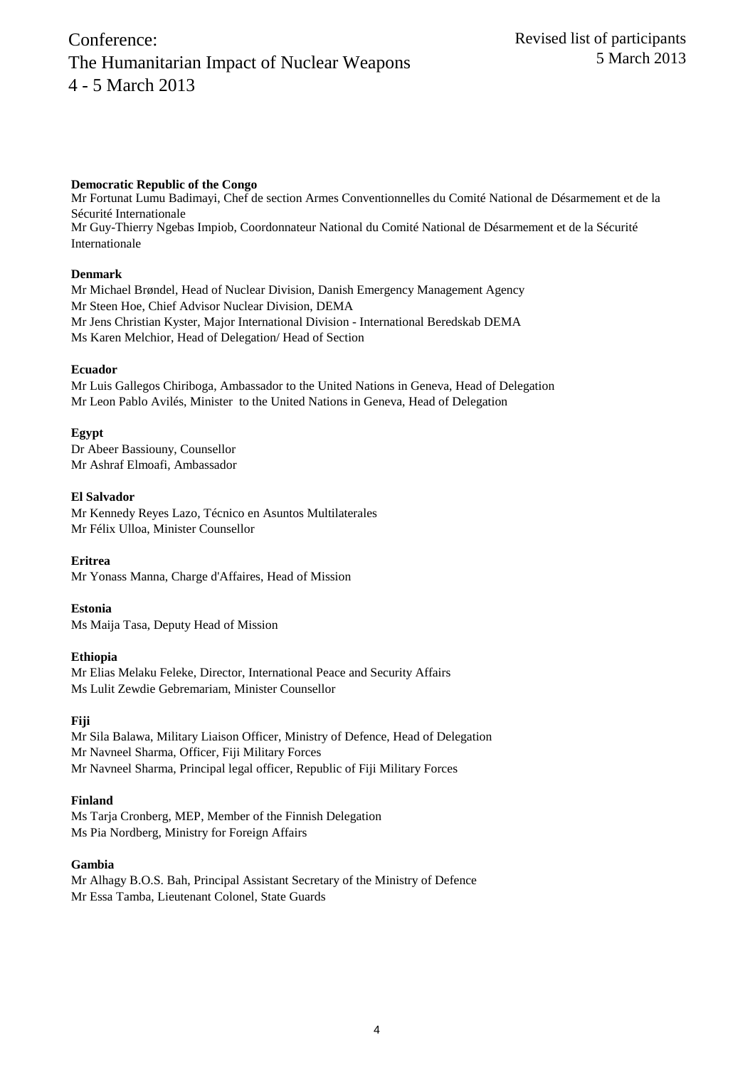**Democratic Republic of the Congo**

Mr Fortunat Lumu Badimayi, Chef de section Armes Conventionnelles du Comité National de Désarmement et de la Sécurité Internationale
Mr Guy-Thierry Ngebas Impiob, Coordonnateur National du Comité National de Désarmement et de la Sécurité Internationale

**Denmark**

Mr Michael Brøndel, Head of Nuclear Division, Danish Emergency Management Agency
Mr Steen Hoe, Chief Advisor Nuclear Division, DEMA
Mr Jens Christian Kyster, Major International Division - International Beredskab DEMA
Ms Karen Melchior, Head of Delegation/ Head of Section

**Ecuador**

Mr Luis Gallegos Chiriboga, Ambassador to the United Nations in Geneva, Head of Delegation
Mr Leon Pablo Avilés, Minister to the United Nations in Geneva, Head of Delegation

**Egypt**

Dr Abeer Bassiouny, Counsellor
Mr Ashraf Elmoafi, Ambassador

**El Salvador**

Mr Kennedy Reyes Lazo, Técnico en Asuntos Multilaterales
Mr Félix Ulloa, Minister Counsellor

**Eritrea**

Mr Yonass Manna, Charge d'Affaires, Head of Mission

**Estonia**

Ms Maija Tasa, Deputy Head of Mission

**Ethiopia**

Mr Elias Melaku Feleke, Director, International Peace and Security Affairs
Ms Lulit Zewdie Gebremariam, Minister Counsellor

**Fiji**

Mr Sila Balawa, Military Liaison Officer, Ministry of Defence, Head of Delegation
Mr Navneel Sharma, Officer, Fiji Military Forces
Mr Navneel Sharma, Principal legal officer, Republic of Fiji Military Forces

**Finland**

Ms Tarja Cronberg, MEP, Member of the Finnish Delegation
Ms Pia Nordberg, Ministry for Foreign Affairs

**Gambia**

Mr Alhagy B.O.S. Bah, Principal Assistant Secretary of the Ministry of Defence
Mr Essa Tamba, Lieutenant Colonel, State Guards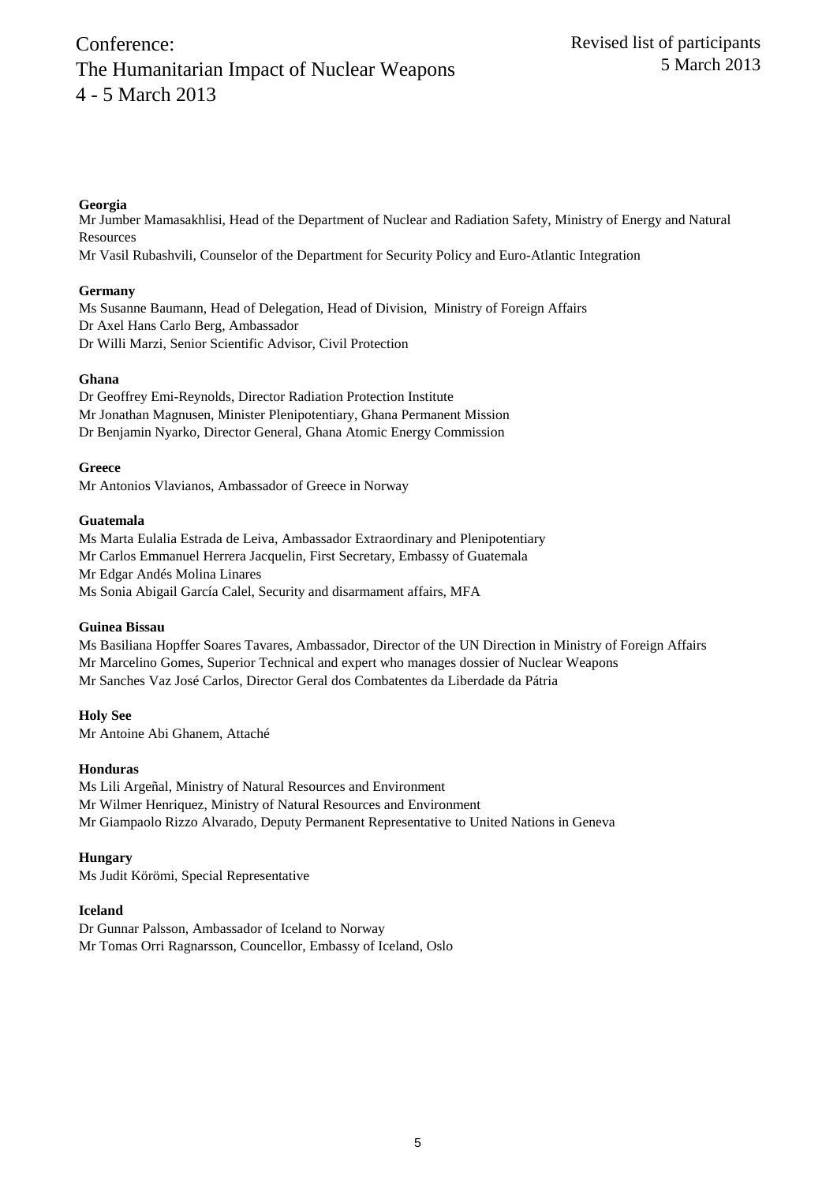**Georgia**

Mr Jumber Mamasakhlisi, Head of the Department of Nuclear and Radiation Safety, Ministry of Energy and Natural Resources

Mr Vasil Rubashvili, Counselor of the Department for Security Policy and Euro-Atlantic Integration

**Germany**

Ms Susanne Baumann, Head of Delegation, Head of Division, Ministry of Foreign Affairs

Dr Axel Hans Carlo Berg, Ambassador

Dr Willi Marzi, Senior Scientific Advisor, Civil Protection

**Ghana**

Dr Geoffrey Emi-Reynolds, Director Radiation Protection Institute

Mr Jonathan Magnusen, Minister Plenipotentiary, Ghana Permanent Mission

Dr Benjamin Nyarko, Director General, Ghana Atomic Energy Commission

**Greece**

Mr Antonios Vlavianos, Ambassador of Greece in Norway

**Guatemala**

Ms Marta Eulalia Estrada de Leiva, Ambassador Extraordinary and Plenipotentiary

Mr Carlos Emmanuel Herrera Jacquelin, First Secretary, Embassy of Guatemala

Mr Edgar Andés Molina Linares

Ms Sonia Abigail García Calel, Security and disarmament affairs, MFA

**Guinea Bissau**

Ms Basiliana Hopffer Soares Tavares, Ambassador, Director of the UN Direction in Ministry of Foreign Affairs

Mr Marcelino Gomes, Superior Technical and expert who manages dossier of Nuclear Weapons

Mr Sanches Vaz José Carlos, Director Geral dos Combatentes da Liberdade da Pátria

**Holy See**

Mr Antoine Abi Ghanem, Attaché

**Honduras**

Ms Lili Argeñal, Ministry of Natural Resources and Environment

Mr Wilmer Henriquez, Ministry of Natural Resources and Environment

Mr Giampaolo Rizzo Alvarado, Deputy Permanent Representative to United Nations in Geneva

**Hungary**

Ms Judit Körömi, Special Representative

**Iceland**

Dr Gunnar Palsson, Ambassador of Iceland to Norway

Mr Tomas Orri Ragnarsson, Councellor, Embassy of Iceland, Oslo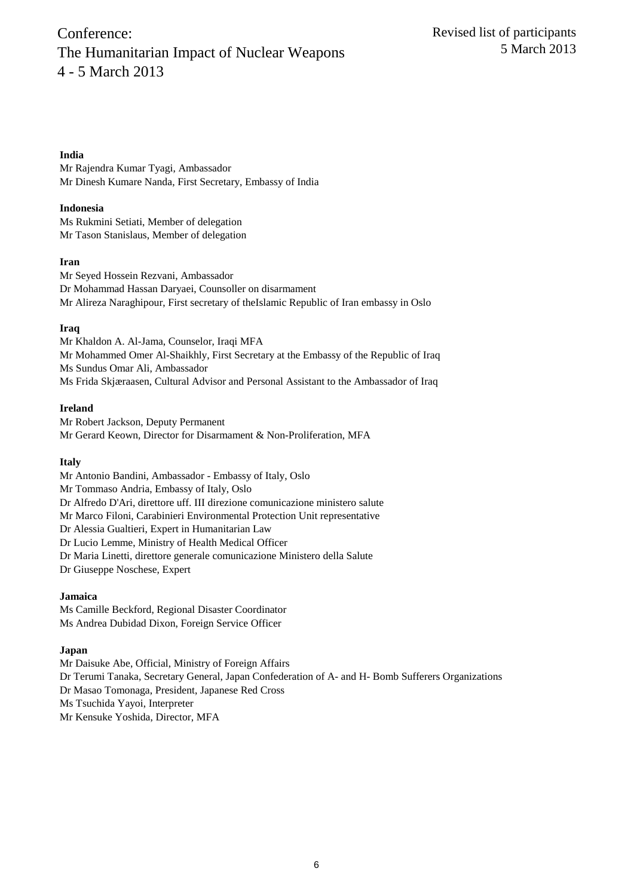**India**

Mr Rajendra Kumar Tyagi, Ambassador
Mr Dinesh Kumare Nanda, First Secretary, Embassy of India

**Indonesia**

Ms Rukmini Setiati, Member of delegation
Mr Tason Stanislaus, Member of delegation

**Iran**

Mr Seyed Hossein Rezvani, Ambassador
Dr Mohammad Hassan Daryaei, Counsoller on disarmament
Mr Alireza Naraghipour, First secretary of theIslamic Republic of Iran embassy in Oslo

**Iraq**

Mr Khaldon A. Al-Jama, Counselor, Iraqi MFA
Mr Mohammed Omer Al-Shaikhly, First Secretary at the Embassy of the Republic of Iraq
Ms Sundus Omar Ali, Ambassador
Ms Frida Skjæraasen, Cultural Advisor and Personal Assistant to the Ambassador of Iraq

**Ireland**

Mr Robert Jackson, Deputy Permanent
Mr Gerard Keown, Director for Disarmament & Non-Proliferation, MFA

**Italy**

Mr Antonio Bandini, Ambassador - Embassy of Italy, Oslo
Mr Tommaso Andria, Embassy of Italy, Oslo
Dr Alfredo D'Ari, direttore uff. III direzione comunicazione ministero salute
Mr Marco Filoni, Carabinieri Environmental Protection Unit representative
Dr Alessia Gualtieri, Expert in Humanitarian Law
Dr Lucio Lemme, Ministry of Health Medical Officer
Dr Maria Linetti, direttore generale comunicazione Ministero della Salute
Dr Giuseppe Noschese, Expert

**Jamaica**

Ms Camille Beckford, Regional Disaster Coordinator
Ms Andrea Dubidad Dixon, Foreign Service Officer

**Japan**

Mr Daisuke Abe, Official, Ministry of Foreign Affairs
Dr Terumi Tanaka, Secretary General, Japan Confederation of A- and H- Bomb Sufferers Organizations
Dr Masao Tomonaga, President, Japanese Red Cross
Ms Tsuchida Yayoi, Interpreter
Mr Kensuke Yoshida, Director, MFA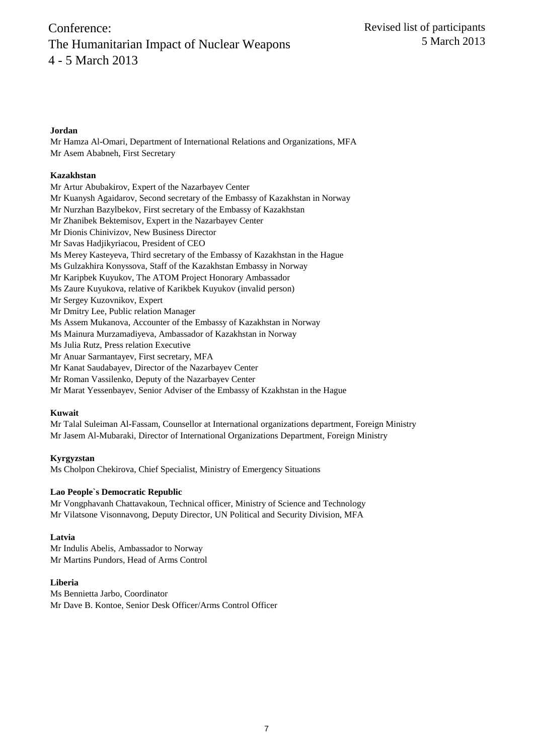**Jordan**

Mr Hamza Al-Omari, Department of International Relations and Organizations, MFA
Mr Asem Ababneh, First Secretary

**Kazakhstan**

Mr Artur Abubakirov, Expert of the Nazarbayev Center
Mr Kuanysh Agaidarov, Second secretary of the Embassy of Kazakhstan in Norway
Mr Nurzhan Bazylbekov, First secretary of the Embassy of Kazakhstan
Mr Zhanibek Bektemisov, Expert in the Nazarbayev Center
Mr Dionis Chinivizov, New Business Director
Mr Savas Hadjikyriacou, President of CEO
Ms Merey Kasteyeva, Third secretary of the Embassy of Kazakhstan in the Hague
Ms Gulzakhira Konyssova, Staff of the Kazakhstan Embassy in Norway
Mr Karipbek Kuyukov, The ATOM Project Honorary Ambassador
Ms Zaure Kuyukova, relative of Karikbek Kuyukov (invalid person)
Mr Sergey Kuzovnikov, Expert
Mr Dmitry Lee, Public relation Manager
Ms Assem Mukanova, Accounter of the Embassy of Kazakhstan in Norway
Ms Mainura Murzamadiyeva, Ambassador of Kazakhstan in Norway
Ms Julia Rutz, Press relation Executive
Mr Anuar Sarmantayev, First secretary, MFA
Mr Kanat Saudabayev, Director of the Nazarbayev Center
Mr Roman Vassilenko, Deputy of the Nazarbayev Center
Mr Marat Yessenbayev, Senior Adviser of the Embassy of Kzakhstan in the Hague

**Kuwait**

Mr Talal Suleiman Al-Fassam, Counsellor at International organizations department, Foreign Ministry
Mr Jasem Al-Mubaraki, Director of International Organizations Department, Foreign Ministry

**Kyrgyzstan**

Ms Cholpon Chekirova, Chief Specialist, Ministry of Emergency Situations

**Lao People`s Democratic Republic**

Mr Vongphavanh Chattavakoun, Technical officer, Ministry of Science and Technology
Mr Vilatsone Visonnavong, Deputy Director, UN Political and Security Division, MFA

**Latvia**

Mr Indulis Abelis, Ambassador to Norway
Mr Martins Pundors, Head of Arms Control

**Liberia**

Ms Bennietta Jarbo, Coordinator
Mr Dave B. Kontoe, Senior Desk Officer/Arms Control Officer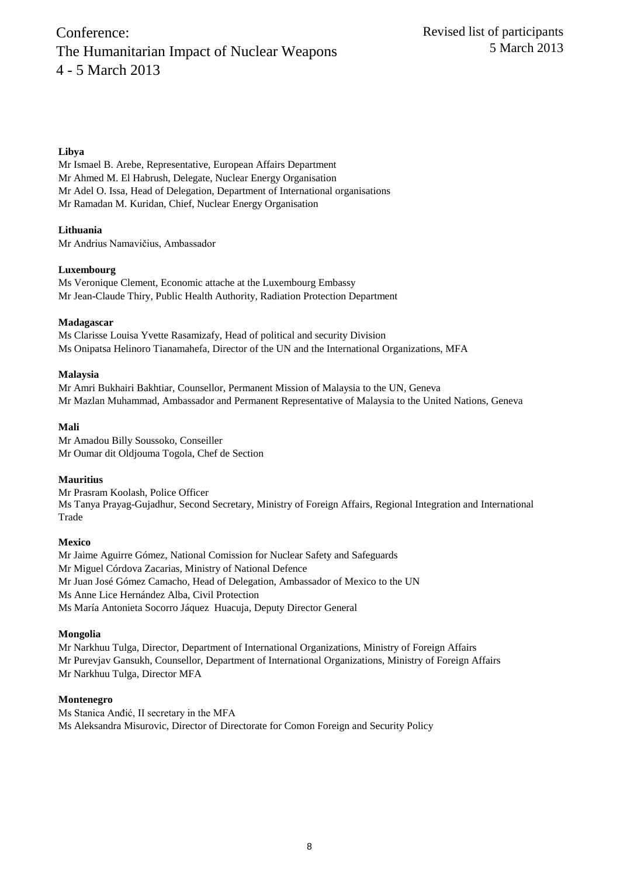**Libya**

Mr Ismael B. Arebe, Representative, European Affairs Department
Mr Ahmed M. El Habrush, Delegate, Nuclear Energy Organisation
Mr Adel O. Issa, Head of Delegation, Department of International organisations
Mr Ramadan M. Kuridan, Chief, Nuclear Energy Organisation

**Lithuania**

Mr Andrius Namavičius, Ambassador

**Luxembourg**

Ms Veronique Clement, Economic attache at the Luxembourg Embassy
Mr Jean-Claude Thiry, Public Health Authority, Radiation Protection Department

**Madagascar**

Ms Clarisse Louisa Yvette Rasamizafy, Head of political and security Division
Ms Onipatsa Helinoro Tianamahefa, Director of the UN and the International Organizations, MFA

**Malaysia**

Mr Amri Bukhairi Bakhtiar, Counsellor, Permanent Mission of Malaysia to the UN, Geneva
Mr Mazlan Muhammad, Ambassador and Permanent Representative of Malaysia to the United Nations, Geneva

**Mali**

Mr Amadou Billy Soussoko, Conseiller
Mr Oumar dit Oldjouma Togola, Chef de Section

**Mauritius**

Mr Prasram Koolash, Police Officer
Ms Tanya Prayag-Gujadhur, Second Secretary, Ministry of Foreign Affairs, Regional Integration and International Trade

**Mexico**

Mr Jaime Aguirre Gómez, National Comission for Nuclear Safety and Safeguards
Mr Miguel Córdova Zacarias, Ministry of National Defence
Mr Juan José Gómez Camacho, Head of Delegation, Ambassador of Mexico to the UN
Ms Anne Lice Hernández Alba, Civil Protection
Ms María Antonieta Socorro Jáquez Huacuja, Deputy Director General

**Mongolia**

Mr Narkhuu Tulga, Director, Department of International Organizations, Ministry of Foreign Affairs
Mr Purevjav Gansukh, Counsellor, Department of International Organizations, Ministry of Foreign Affairs
Mr Narkhuu Tulga, Director MFA

**Montenegro**

Ms Stanica Anđić, II secretary in the MFA
Ms Aleksandra Misurovic, Director of Directorate for Comon Foreign and Security Policy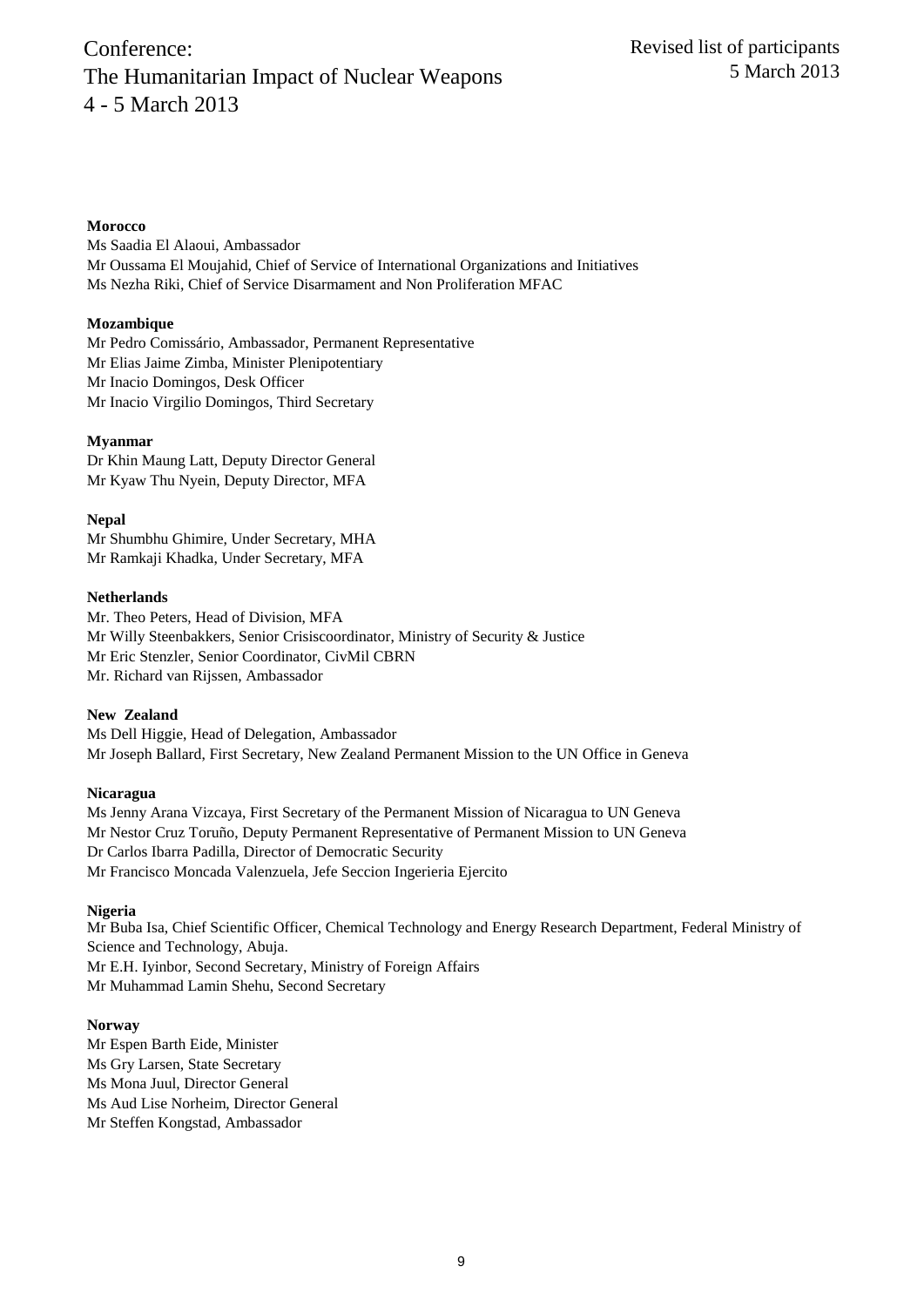**Morocco**

Ms Saadia El Alaoui, Ambassador
Mr Oussama El Moujahid, Chief of Service of International Organizations and Initiatives
Ms Nezha Riki, Chief of Service Disarmament and Non Proliferation MFAC

**Mozambique**

Mr Pedro Comissário, Ambassador, Permanent Representative
Mr Elias Jaime Zimba, Minister Plenipotentiary
Mr Inacio Domingos, Desk Officer
Mr Inacio Virgilio Domingos, Third Secretary

**Myanmar**

Dr Khin Maung Latt, Deputy Director General
Mr Kyaw Thu Nyein, Deputy Director, MFA

**Nepal**

Mr Shumbhu Ghimire, Under Secretary, MHA
Mr Ramkaji Khadka, Under Secretary, MFA

**Netherlands**

Mr. Theo Peters, Head of Division, MFA
Mr Willy Steenbakkers, Senior Crisiscoordinator, Ministry of Security & Justice
Mr Eric Stenzler, Senior Coordinator, CivMil CBRN
Mr. Richard van Rijssen, Ambassador

**New Zealand**

Ms Dell Higgie, Head of Delegation, Ambassador
Mr Joseph Ballard, First Secretary, New Zealand Permanent Mission to the UN Office in Geneva

**Nicaragua**

Ms Jenny Arana Vizcaya, First Secretary of the Permanent Mission of Nicaragua to UN Geneva
Mr Nestor Cruz Toruño, Deputy Permanent Representative of Permanent Mission to UN Geneva
Dr Carlos Ibarra Padilla, Director of Democratic Security
Mr Francisco Moncada Valenzuela, Jefe Seccion Ingerieria Ejercito

**Nigeria**

Mr Buba Isa, Chief Scientific Officer, Chemical Technology and Energy Research Department, Federal Ministry of Science and Technology, Abuja.
Mr E.H. Iyinbor, Second Secretary, Ministry of Foreign Affairs
Mr Muhammad Lamin Shehu, Second Secretary

**Norway**

Mr Espen Barth Eide, Minister
Ms Gry Larsen, State Secretary
Ms Mona Juul, Director General
Ms Aud Lise Norheim, Director General
Mr Steffen Kongstad, Ambassador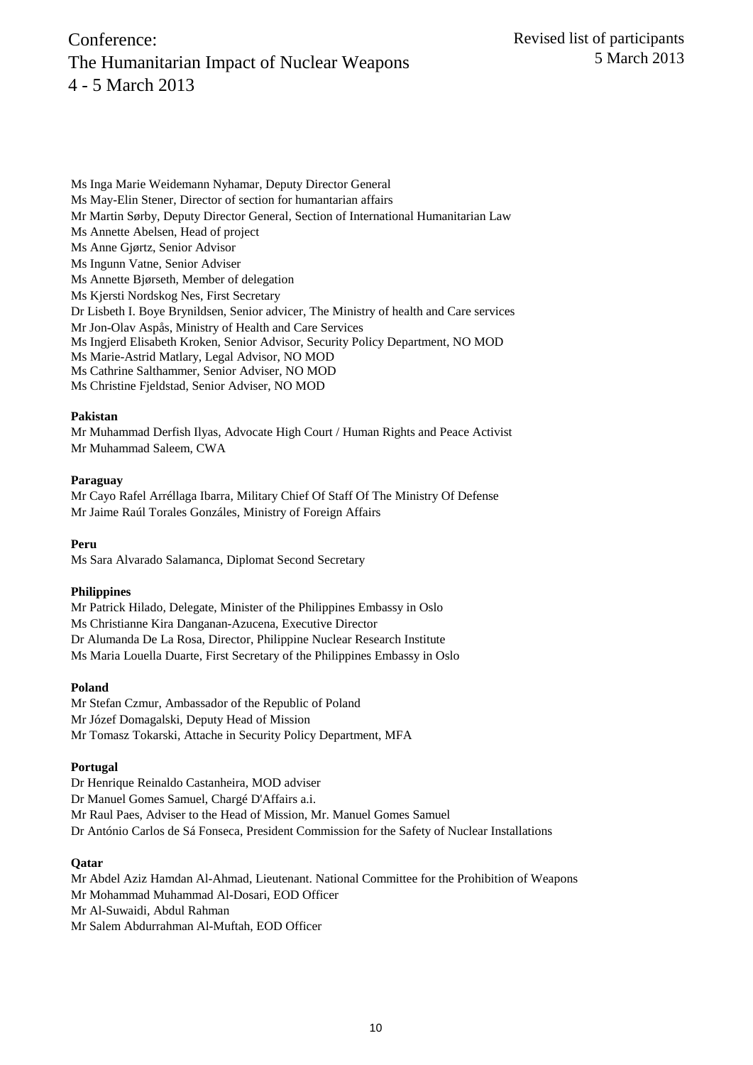Ms Inga Marie Weidemann Nyhamar, Deputy Director General
Ms May-Elin Stener, Director of section for humantarian affairs
Mr Martin Sørby, Deputy Director General, Section of International Humanitarian Law
Ms Annette Abelsen, Head of project
Ms Anne Gjørtz, Senior Advisor
Ms Ingunn Vatne, Senior Adviser
Ms Annette Bjørseth, Member of delegation
Ms Kjersti Nordskog Nes, First Secretary
Dr Lisbeth I. Boye Brynildsen, Senior advicer, The Ministry of health and Care services
Mr Jon-Olav Aspås, Ministry of Health and Care Services
Ms Ingjerd Elisabeth Kroken, Senior Advisor, Security Policy Department, NO MOD
Ms Marie-Astrid Matlary, Legal Advisor, NO MOD
Ms Cathrine Salthammer, Senior Adviser, NO MOD
Ms Christine Fjeldstad, Senior Adviser, NO MOD

**Pakistan**

Mr Muhammad Derfish Ilyas, Advocate High Court / Human Rights and Peace Activist
Mr Muhammad Saleem, CWA

**Paraguay**

Mr Cayo Rafel Arréllaga Ibarra, Military Chief Of Staff Of The Ministry Of Defense
Mr Jaime Raúl Torales Gonzáles, Ministry of Foreign Affairs

**Peru**

Ms Sara Alvarado Salamanca, Diplomat Second Secretary

**Philippines**

Mr Patrick Hilado, Delegate, Minister of the Philippines Embassy in Oslo
Ms Christianne Kira Danganan-Azucena, Executive Director
Dr Alumanda De La Rosa, Director, Philippine Nuclear Research Institute
Ms Maria Louella Duarte, First Secretary of the Philippines Embassy in Oslo

**Poland**

Mr Stefan Czmur, Ambassador of the Republic of Poland
Mr Józef Domagalski, Deputy Head of Mission
Mr Tomasz Tokarski, Attache in Security Policy Department, MFA

**Portugal**

Dr Henrique Reinaldo Castanheira, MOD adviser
Dr Manuel Gomes Samuel, Chargé D'Affairs a.i.
Mr Raul Paes, Adviser to the Head of Mission, Mr. Manuel Gomes Samuel
Dr António Carlos de Sá Fonseca, President Commission for the Safety of Nuclear Installations

**Qatar**

Mr Abdel Aziz Hamdan Al-Ahmad, Lieutenant. National Committee for the Prohibition of Weapons
Mr Mohammad Muhammad Al-Dosari, EOD Officer
Mr Al-Suwaidi, Abdul Rahman
Mr Salem Abdurrahman Al-Muftah, EOD Officer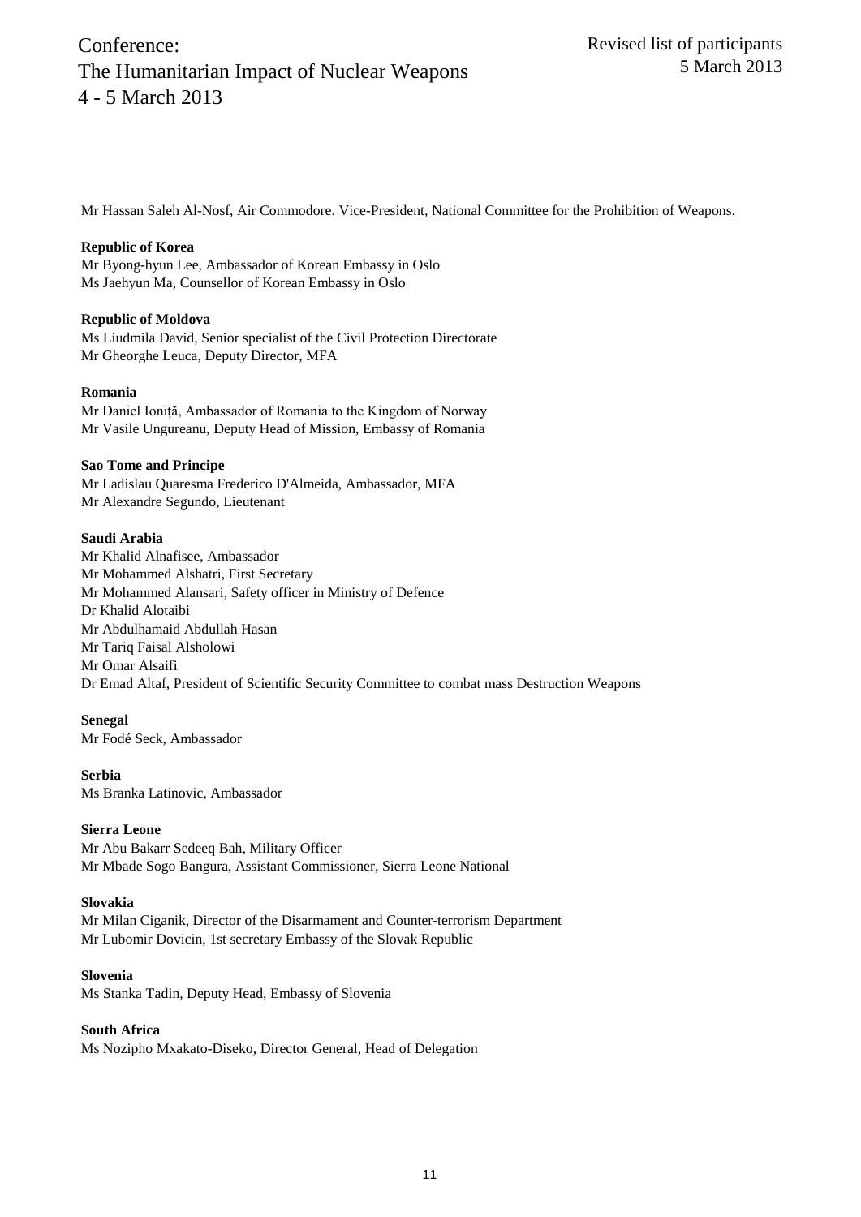Mr Hassan Saleh Al-Nosf, Air Commodore. Vice-President, National Committee for the Prohibition of Weapons.

**Republic of Korea**
Mr Byong-hyun Lee, Ambassador of Korean Embassy in Oslo
Ms Jaehyun Ma, Counsellor of Korean Embassy in Oslo

**Republic of Moldova**
Ms Liudmila David, Senior specialist of the Civil Protection Directorate
Mr Gheorghe Leuca, Deputy Director, MFA

**Romania**
Mr Daniel Ioniţă, Ambassador of Romania to the Kingdom of Norway
Mr Vasile Ungureanu, Deputy Head of Mission, Embassy of Romania

**Sao Tome and Principe**
Mr Ladislau Quaresma Frederico D'Almeida, Ambassador, MFA
Mr Alexandre Segundo, Lieutenant

**Saudi Arabia**
Mr Khalid Alnafisee, Ambassador
Mr Mohammed Alshatri, First Secretary
Mr Mohammed Alansari, Safety officer in Ministry of Defence
Dr Khalid Alotaibi
Mr Abdulhamaid Abdullah Hasan
Mr Tariq Faisal Alsholowi
Mr Omar Alsaifi
Dr Emad Altaf, President of Scientific Security Committee to combat mass Destruction Weapons

**Senegal**
Mr Fodé Seck, Ambassador

**Serbia**
Ms Branka Latinovic, Ambassador

**Sierra Leone**
Mr Abu Bakarr Sedeeq Bah, Military Officer
Mr Mbade Sogo Bangura, Assistant Commissioner, Sierra Leone National

**Slovakia**
Mr Milan Ciganik, Director of the Disarmament and Counter-terrorism Department
Mr Lubomir Dovicin, 1st secretary Embassy of the Slovak Republic

**Slovenia**
Ms Stanka Tadin, Deputy Head, Embassy of Slovenia

**South Africa**
Ms Nozipho Mxakato-Diseko, Director General, Head of Delegation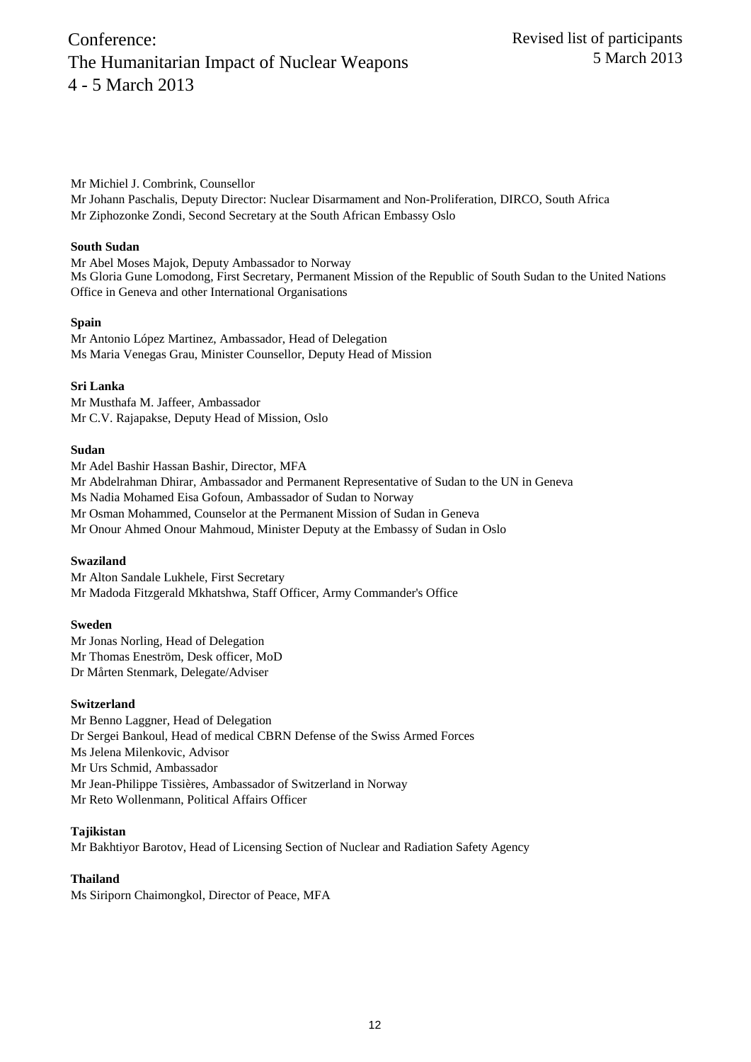Mr Michiel J. Combrink, Counsellor
Mr Johann Paschalis, Deputy Director: Nuclear Disarmament and Non-Proliferation, DIRCO, South Africa
Mr Ziphozonke Zondi, Second Secretary at the South African Embassy Oslo

**South Sudan**

Mr Abel Moses Majok, Deputy Ambassador to Norway
Ms Gloria Gune Lomodong, First Secretary, Permanent Mission of the Republic of South Sudan to the United Nations Office in Geneva and other International Organisations

**Spain**

Mr Antonio López Martinez, Ambassador, Head of Delegation
Ms Maria Venegas Grau, Minister Counsellor, Deputy Head of Mission

**Sri Lanka**

Mr Musthafa M. Jaffeer, Ambassador
Mr C.V. Rajapakse, Deputy Head of Mission, Oslo

**Sudan**

Mr Adel Bashir Hassan Bashir, Director, MFA
Mr Abdelrahman Dhirar, Ambassador and Permanent Representative of Sudan to the UN in Geneva
Ms Nadia Mohamed Eisa Gofoun, Ambassador of Sudan to Norway
Mr Osman Mohammed, Counselor at the Permanent Mission of Sudan in Geneva
Mr Onour Ahmed Onour Mahmoud, Minister Deputy at the Embassy of Sudan in Oslo

**Swaziland**

Mr Alton Sandale Lukhele, First Secretary
Mr Madoda Fitzgerald Mkhatshwa, Staff Officer, Army Commander's Office

**Sweden**

Mr Jonas Norling, Head of Delegation
Mr Thomas Eneström, Desk officer, MoD
Dr Mårten Stenmark, Delegate/Adviser

**Switzerland**

Mr Benno Laggner, Head of Delegation
Dr Sergei Bankoul, Head of medical CBRN Defense of the Swiss Armed Forces
Ms Jelena Milenkovic, Advisor
Mr Urs Schmid, Ambassador
Mr Jean-Philippe Tissières, Ambassador of Switzerland in Norway
Mr Reto Wollenmann, Political Affairs Officer

**Tajikistan**

Mr Bakhtiyor Barotov, Head of Licensing Section of Nuclear and Radiation Safety Agency

**Thailand**

Ms Siriporn Chaimongkol, Director of Peace, MFA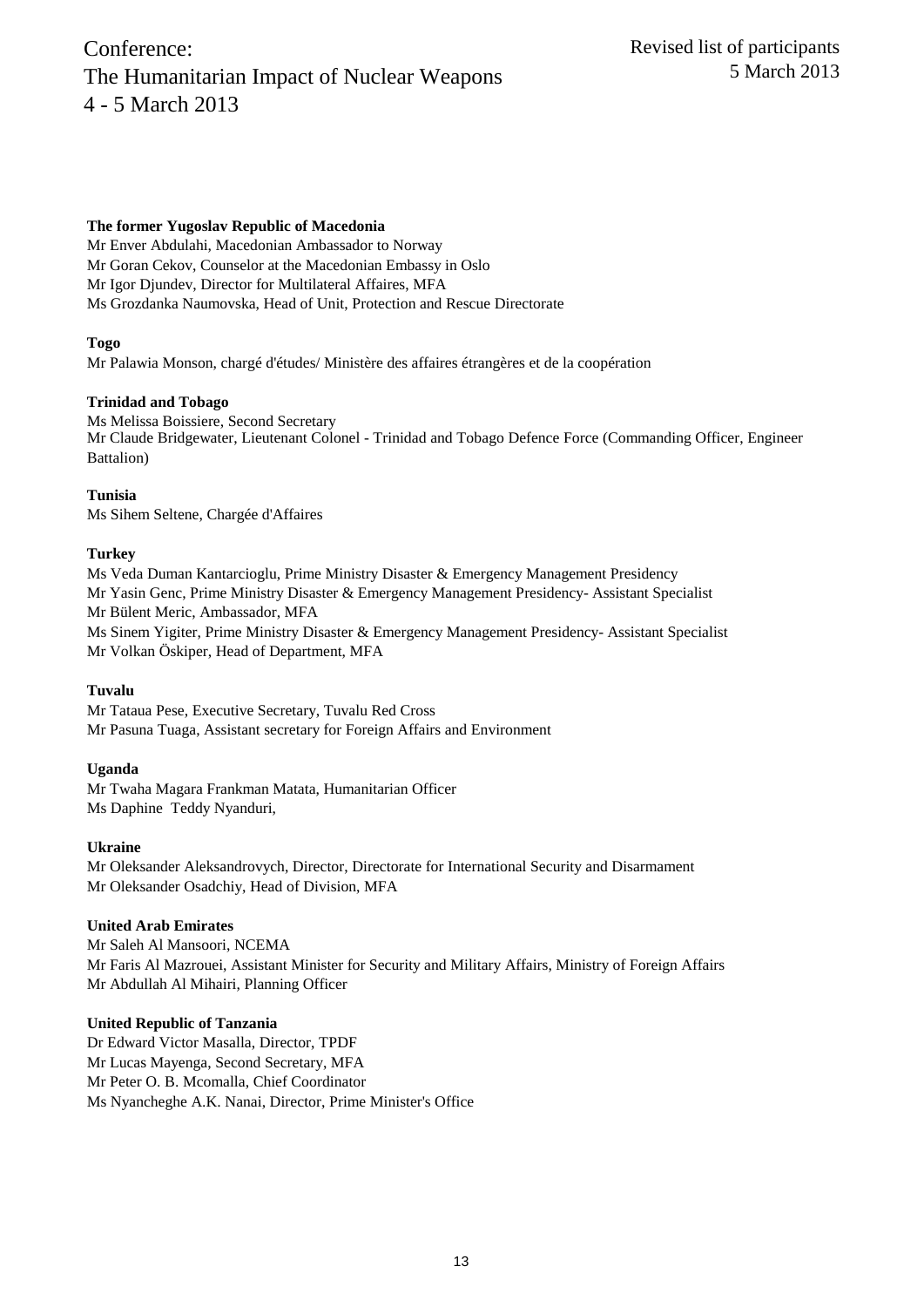**The former Yugoslav Republic of Macedonia**

Mr Enver Abdulahi, Macedonian Ambassador to Norway
Mr Goran Cekov, Counselor at the Macedonian Embassy in Oslo
Mr Igor Djundev, Director for Multilateral Affaires, MFA
Ms Grozdanka Naumovska, Head of Unit, Protection and Rescue Directorate

**Togo**

Mr Palawia Monson, chargé d'études/ Ministère des affaires étrangères et de la coopération

**Trinidad and Tobago**

Ms Melissa Boissiere, Second Secretary
Mr Claude Bridgewater, Lieutenant Colonel - Trinidad and Tobago Defence Force (Commanding Officer, Engineer Battalion)

**Tunisia**

Ms Sihem Seltene, Chargée d'Affaires

**Turkey**

Ms Veda Duman Kantarcioglu, Prime Ministry Disaster & Emergency Management Presidency
Mr Yasin Genc, Prime Ministry Disaster & Emergency Management Presidency- Assistant Specialist
Mr Bülent Meric, Ambassador, MFA
Ms Sinem Yigiter, Prime Ministry Disaster & Emergency Management Presidency- Assistant Specialist
Mr Volkan Öskiper, Head of Department, MFA

**Tuvalu**

Mr Tataua Pese, Executive Secretary, Tuvalu Red Cross
Mr Pasuna Tuaga, Assistant secretary for Foreign Affairs and Environment

**Uganda**

Mr Twaha Magara Frankman Matata, Humanitarian Officer
Ms Daphine Teddy Nyanduri,

**Ukraine**

Mr Oleksander Aleksandrovych, Director, Directorate for International Security and Disarmament
Mr Oleksander Osadchiy, Head of Division, MFA

**United Arab Emirates**

Mr Saleh Al Mansoori, NCEMA
Mr Faris Al Mazrouei, Assistant Minister for Security and Military Affairs, Ministry of Foreign Affairs
Mr Abdullah Al Mihairi, Planning Officer

**United Republic of Tanzania**

Dr Edward Victor Masalla, Director, TPDF
Mr Lucas Mayenga, Second Secretary, MFA
Mr Peter O. B. Mcomalla, Chief Coordinator
Ms Nyancheghe A.K. Nanai, Director, Prime Minister's Office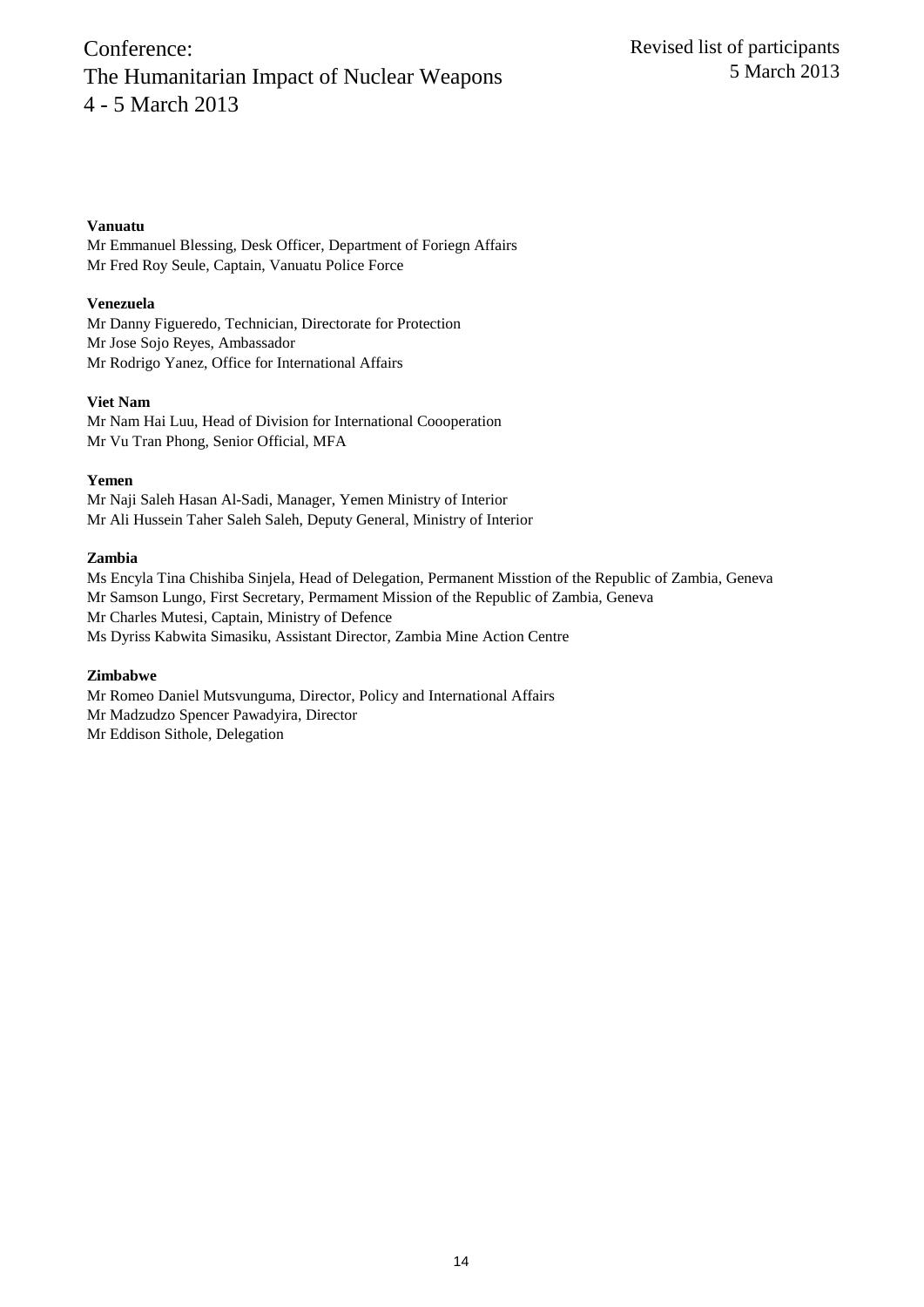**Vanuatu**

Mr Emmanuel Blessing, Desk Officer, Department of Foriegn Affairs
Mr Fred Roy Seule, Captain, Vanuatu Police Force

**Venezuela**

Mr Danny Figueredo, Technician, Directorate for Protection
Mr Jose Sojo Reyes, Ambassador
Mr Rodrigo Yanez, Office for International Affairs

**Viet Nam**

Mr Nam Hai Luu, Head of Division for International Coooperation
Mr Vu Tran Phong, Senior Official, MFA

**Yemen**

Mr Naji Saleh Hasan Al-Sadi, Manager, Yemen Ministry of Interior
Mr Ali Hussein Taher Saleh Saleh, Deputy General, Ministry of Interior

**Zambia**

Ms Encyla Tina Chishiba Sinjela, Head of Delegation, Permanent Misstion of the Republic of Zambia, Geneva
Mr Samson Lungo, First Secretary, Permament Mission of the Republic of Zambia, Geneva
Mr Charles Mutesi, Captain, Ministry of Defence
Ms Dyriss Kabwita Simasiku, Assistant Director, Zambia Mine Action Centre

**Zimbabwe**

Mr Romeo Daniel Mutsvunguma, Director, Policy and International Affairs
Mr Madzudzo Spencer Pawadyira, Director
Mr Eddison Sithole, Delegation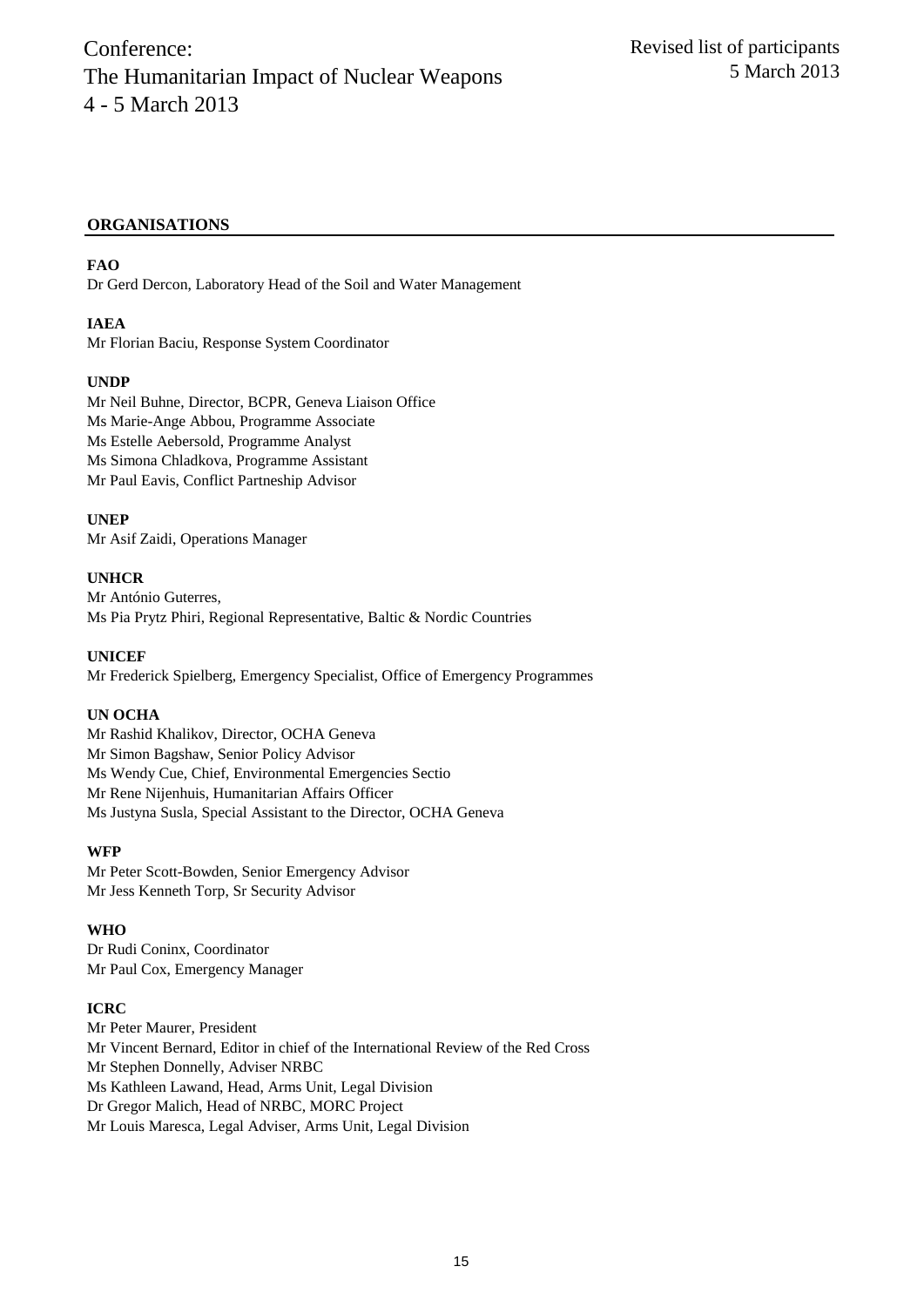Conference:
The Humanitarian Impact of Nuclear Weapons
4 - 5 March 2013

Revised list of participants
5 March 2013

## ORGANISATIONS

**FAO**
Dr Gerd Dercon, Laboratory Head of the Soil and Water Management

**IAEA**
Mr Florian Baciu, Response System Coordinator

**UNDP**
Mr Neil Buhne, Director, BCPR, Geneva Liaison Office
Ms Marie-Ange Abbou, Programme Associate
Ms Estelle Aebersold, Programme Analyst
Ms Simona Chladkova, Programme Assistant
Mr Paul Eavis, Conflict Partneship Advisor

**UNEP**
Mr Asif Zaidi, Operations Manager

**UNHCR**
Mr António Guterres,
Ms Pia Prytz Phiri, Regional Representative, Baltic & Nordic Countries

**UNICEF**
Mr Frederick Spielberg, Emergency Specialist, Office of Emergency Programmes

**UN OCHA**
Mr Rashid Khalikov, Director, OCHA Geneva
Mr Simon Bagshaw, Senior Policy Advisor
Ms Wendy Cue, Chief, Environmental Emergencies Sectio
Mr Rene Nijenhuis, Humanitarian Affairs Officer
Ms Justyna Susla, Special Assistant to the Director, OCHA Geneva

**WFP**
Mr Peter Scott-Bowden, Senior Emergency Advisor
Mr Jess Kenneth Torp, Sr Security Advisor

**WHO**
Dr Rudi Coninx, Coordinator
Mr Paul Cox, Emergency Manager

**ICRC**
Mr Peter Maurer, President
Mr Vincent Bernard, Editor in chief of the International Review of the Red Cross
Mr Stephen Donnelly, Adviser NRBC
Ms Kathleen Lawand, Head, Arms Unit, Legal Division
Dr Gregor Malich, Head of NRBC, MORC Project
Mr Louis Maresca, Legal Adviser, Arms Unit, Legal Division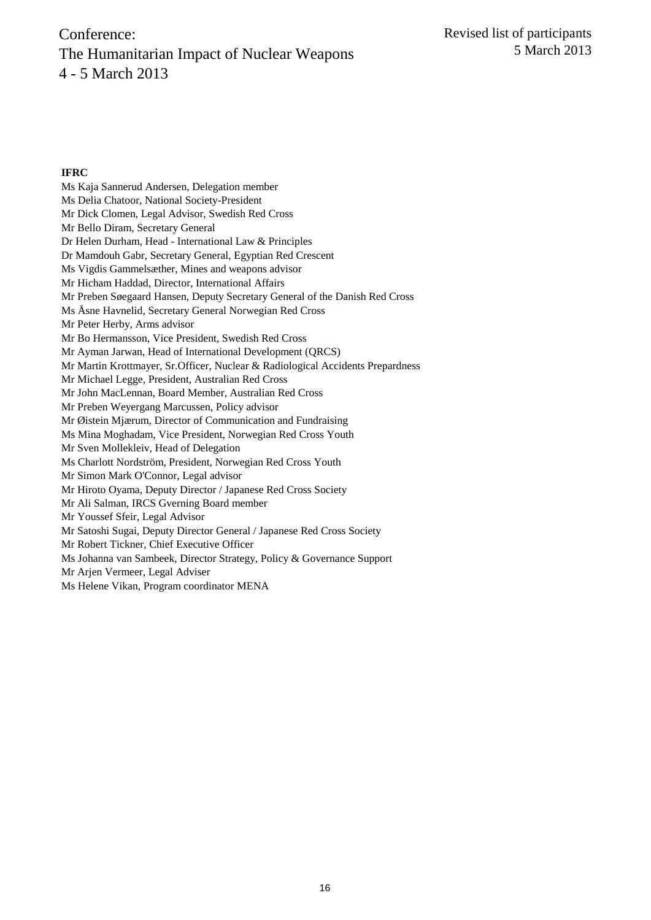**IFRC**

Ms Kaja Sannerud Andersen, Delegation member
Ms Delia Chatoor, National Society-President
Mr Dick Clomen, Legal Advisor, Swedish Red Cross
Mr Bello Diram, Secretary General
Dr Helen Durham, Head - International Law & Principles
Dr Mamdouh Gabr, Secretary General, Egyptian Red Crescent
Ms Vigdis Gammelsæther, Mines and weapons advisor
Mr Hicham Haddad, Director, International Affairs
Mr Preben Søegaard Hansen, Deputy Secretary General of the Danish Red Cross
Ms Åsne Havnelid, Secretary General Norwegian Red Cross
Mr Peter Herby, Arms advisor
Mr Bo Hermansson, Vice President, Swedish Red Cross
Mr Ayman Jarwan, Head of International Development (QRCS)
Mr Martin Krottmayer, Sr.Officer, Nuclear & Radiological Accidents Prepardness
Mr Michael Legge, President, Australian Red Cross
Mr John MacLennan, Board Member, Australian Red Cross
Mr Preben Weyergang Marcussen, Policy advisor
Mr Øistein Mjærum, Director of Communication and Fundraising
Ms Mina Moghadam, Vice President, Norwegian Red Cross Youth
Mr Sven Mollekleiv, Head of Delegation
Ms Charlott Nordström, President, Norwegian Red Cross Youth
Mr Simon Mark O'Connor, Legal advisor
Mr Hiroto Oyama, Deputy Director / Japanese Red Cross Society
Mr Ali Salman, IRCS Gverning Board member
Mr Youssef Sfeir, Legal Advisor
Mr Satoshi Sugai, Deputy Director General / Japanese Red Cross Society
Mr Robert Tickner, Chief Executive Officer
Ms Johanna van Sambeek, Director Strategy, Policy & Governance Support
Mr Arjen Vermeer, Legal Adviser
Ms Helene Vikan, Program coordinator MENA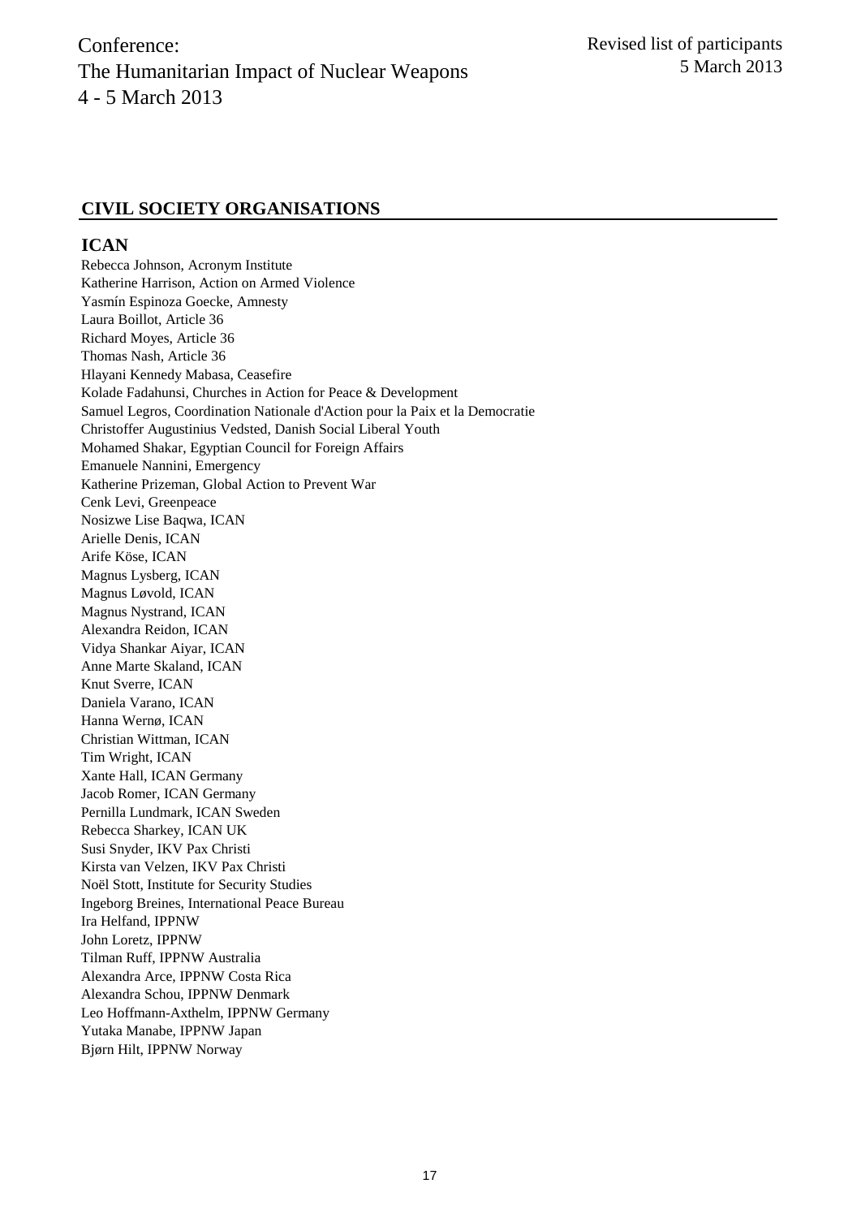Conference:
The Humanitarian Impact of Nuclear Weapons
4 - 5 March 2013

Revised list of participants
5 March 2013

## CIVIL SOCIETY ORGANISATIONS

### ICAN

Rebecca Johnson, Acronym Institute
Katherine Harrison, Action on Armed Violence
Yasmín Espinoza Goecke, Amnesty
Laura Boillot, Article 36
Richard Moyes, Article 36
Thomas Nash, Article 36
Hlayani Kennedy Mabasa, Ceasefire
Kolade Fadahunsi, Churches in Action for Peace & Development
Samuel Legros, Coordination Nationale d'Action pour la Paix et la Democratie
Christoffer Augustinius Vedsted, Danish Social Liberal Youth
Mohamed Shakar, Egyptian Council for Foreign Affairs
Emanuele Nannini, Emergency
Katherine Prizeman, Global Action to Prevent War
Cenk Levi, Greenpeace
Nosizwe Lise Baqwa, ICAN
Arielle Denis, ICAN
Arife Köse, ICAN
Magnus Lysberg, ICAN
Magnus Løvold, ICAN
Magnus Nystrand, ICAN
Alexandra Reidon, ICAN
Vidya Shankar Aiyar, ICAN
Anne Marte Skaland, ICAN
Knut Sverre, ICAN
Daniela Varano, ICAN
Hanna Wernø, ICAN
Christian Wittman, ICAN
Tim Wright, ICAN
Xante Hall, ICAN Germany
Jacob Romer, ICAN Germany
Pernilla Lundmark, ICAN Sweden
Rebecca Sharkey, ICAN UK
Susi Snyder, IKV Pax Christi
Kirsta van Velzen, IKV Pax Christi
Noël Stott, Institute for Security Studies
Ingeborg Breines, International Peace Bureau
Ira Helfand, IPPNW
John Loretz, IPPNW
Tilman Ruff, IPPNW Australia
Alexandra Arce, IPPNW Costa Rica
Alexandra Schou, IPPNW Denmark
Leo Hoffmann-Axthelm, IPPNW Germany
Yutaka Manabe, IPPNW Japan
Bjørn Hilt, IPPNW Norway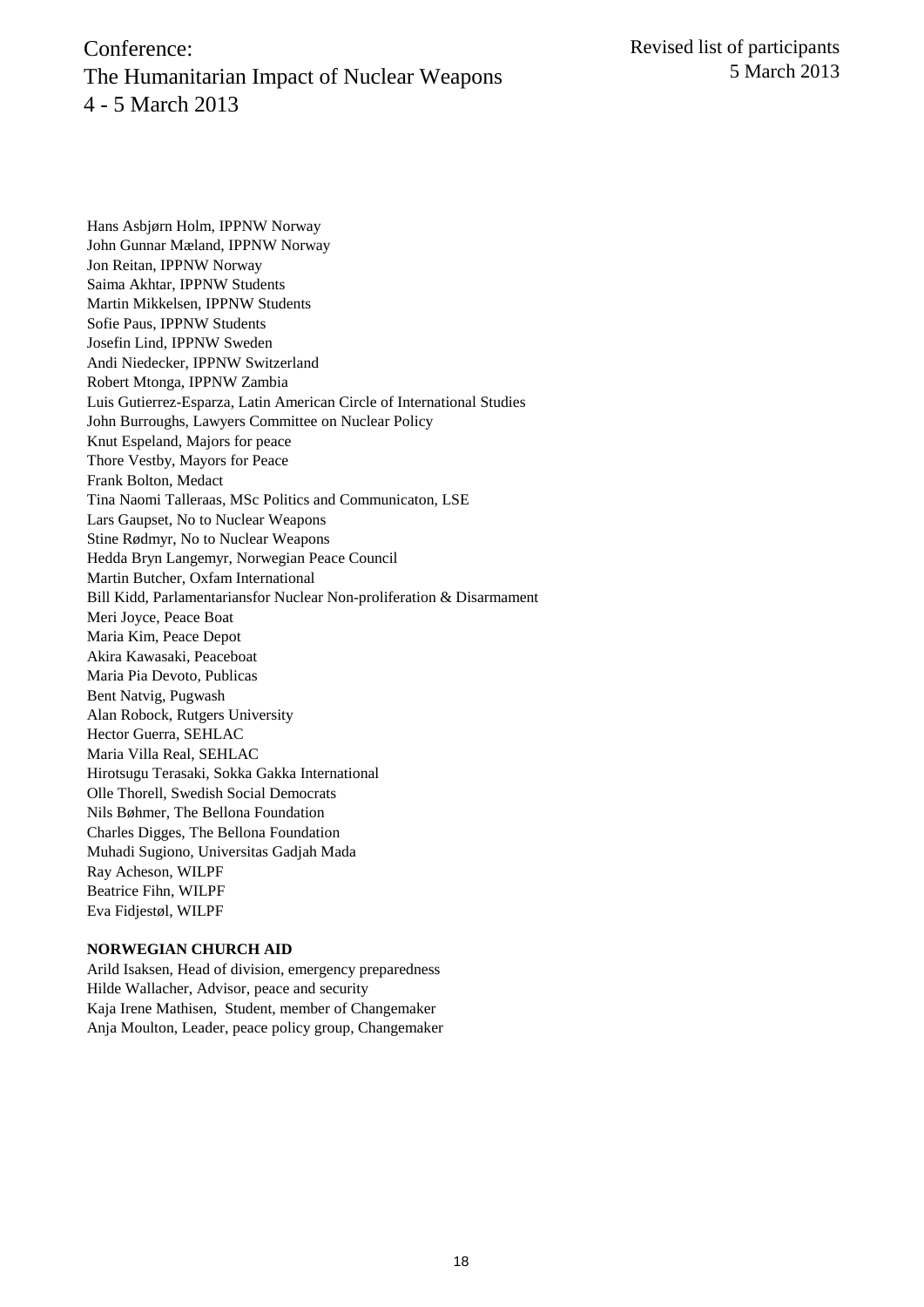Hans Asbjørn Holm, IPPNW Norway
John Gunnar Mæland, IPPNW Norway
Jon Reitan, IPPNW Norway
Saima Akhtar, IPPNW Students
Martin Mikkelsen, IPPNW Students
Sofie Paus, IPPNW Students
Josefin Lind, IPPNW Sweden
Andi Niedecker, IPPNW Switzerland
Robert Mtonga, IPPNW Zambia
Luis Gutierrez-Esparza, Latin American Circle of International Studies
John Burroughs, Lawyers Committee on Nuclear Policy
Knut Espeland, Majors for peace
Thore Vestby, Mayors for Peace
Frank Bolton, Medact
Tina Naomi Talleraas, MSc Politics and Communicaton, LSE
Lars Gaupset, No to Nuclear Weapons
Stine Rødmyr, No to Nuclear Weapons
Hedda Bryn Langemyr, Norwegian Peace Council
Martin Butcher, Oxfam International
Bill Kidd, Parlamentariansfor Nuclear Non-proliferation & Disarmament
Meri Joyce, Peace Boat
Maria Kim, Peace Depot
Akira Kawasaki, Peaceboat
Maria Pia Devoto, Publicas
Bent Natvig, Pugwash
Alan Robock, Rutgers University
Hector Guerra, SEHLAC
Maria Villa Real, SEHLAC
Hirotsugu Terasaki, Sokka Gakka International
Olle Thorell, Swedish Social Democrats
Nils Bøhmer, The Bellona Foundation
Charles Digges, The Bellona Foundation
Muhadi Sugiono, Universitas Gadjah Mada
Ray Acheson, WILPF
Beatrice Fihn, WILPF
Eva Fidjestøl, WILPF

**NORWEGIAN CHURCH AID**

Arild Isaksen, Head of division, emergency preparedness
Hilde Wallacher, Advisor, peace and security
Kaja Irene Mathisen, Student, member of Changemaker
Anja Moulton, Leader, peace policy group, Changemaker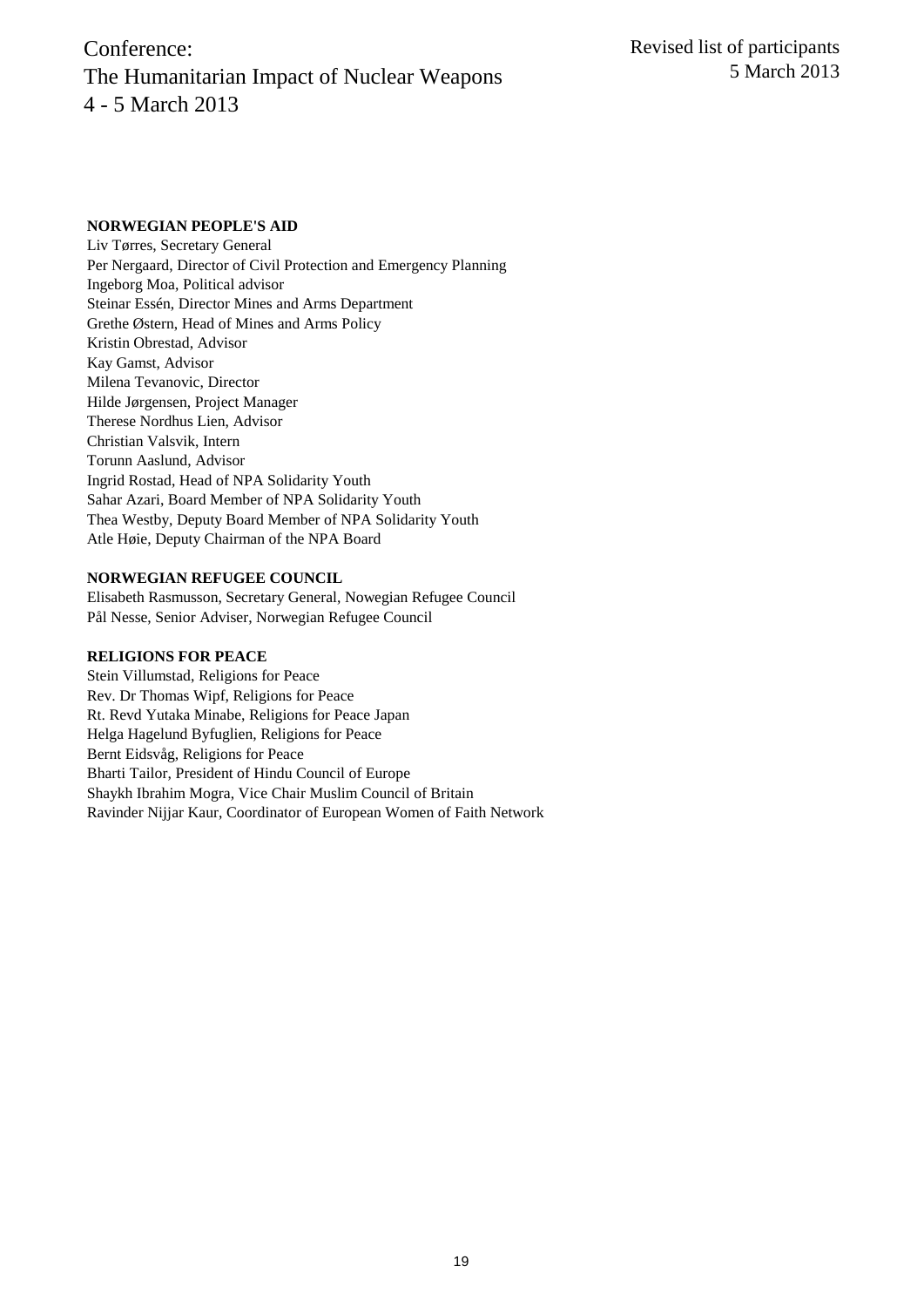**NORWEGIAN PEOPLE'S AID**

Liv Tørres, Secretary General
Per Nergaard, Director of Civil Protection and Emergency Planning
Ingeborg Moa, Political advisor
Steinar Essén, Director Mines and Arms Department
Grethe Østern, Head of Mines and Arms Policy
Kristin Obrestad, Advisor
Kay Gamst, Advisor
Milena Tevanovic, Director
Hilde Jørgensen, Project Manager
Therese Nordhus Lien, Advisor
Christian Valsvik, Intern
Torunn Aaslund, Advisor
Ingrid Rostad, Head of NPA Solidarity Youth
Sahar Azari, Board Member of NPA Solidarity Youth
Thea Westby, Deputy Board Member of NPA Solidarity Youth
Atle Høie, Deputy Chairman of the NPA Board

**NORWEGIAN REFUGEE COUNCIL**

Elisabeth Rasmusson, Secretary General, Nowegian Refugee Council
Pål Nesse, Senior Adviser, Norwegian Refugee Council

**RELIGIONS FOR PEACE**

Stein Villumstad, Religions for Peace
Rev. Dr Thomas Wipf, Religions for Peace
Rt. Revd Yutaka Minabe, Religions for Peace Japan
Helga Hagelund Byfuglien, Religions for Peace
Bernt Eidsvåg, Religions for Peace
Bharti Tailor, President of Hindu Council of Europe
Shaykh Ibrahim Mogra, Vice Chair Muslim Council of Britain
Ravinder Nijjar Kaur, Coordinator of European Women of Faith Network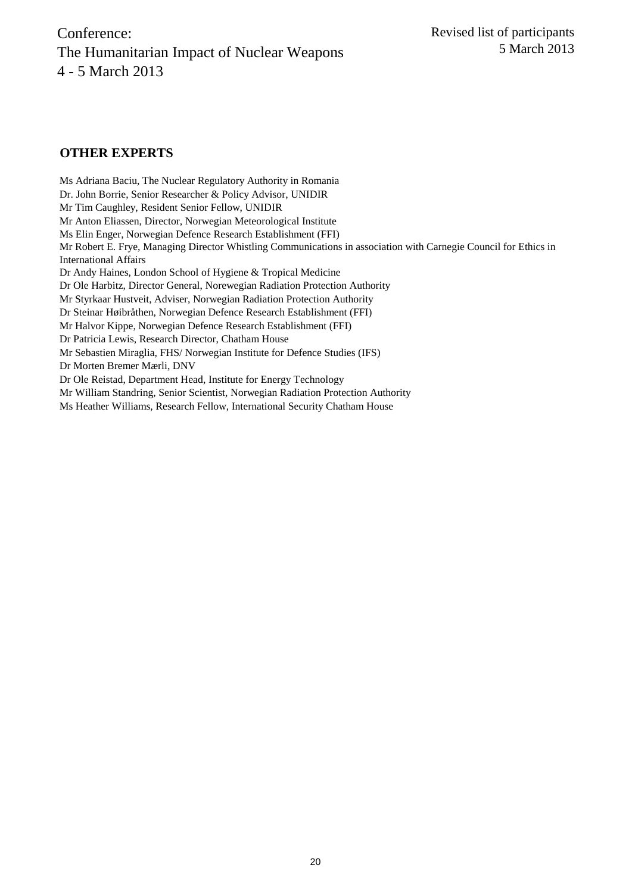## OTHER EXPERTS

Ms Adriana Baciu, The Nuclear Regulatory Authority in Romania
Dr. John Borrie, Senior Researcher & Policy Advisor, UNIDIR
Mr Tim Caughley, Resident Senior Fellow, UNIDIR
Mr Anton Eliassen, Director, Norwegian Meteorological Institute
Ms Elin Enger, Norwegian Defence Research Establishment (FFI)
Mr Robert E. Frye, Managing Director Whistling Communications in association with Carnegie Council for Ethics in International Affairs
Dr Andy Haines, London School of Hygiene & Tropical Medicine
Dr Ole Harbitz, Director General, Norewegian Radiation Protection Authority
Mr Styrkaar Hustveit, Adviser, Norwegian Radiation Protection Authority
Dr Steinar Høibråthen, Norwegian Defence Research Establishment (FFI)
Mr Halvor Kippe, Norwegian Defence Research Establishment (FFI)
Dr Patricia Lewis, Research Director, Chatham House
Mr Sebastien Miraglia, FHS/ Norwegian Institute for Defence Studies (IFS)
Dr Morten Bremer Mærli, DNV
Dr Ole Reistad, Department Head, Institute for Energy Technology
Mr William Standring, Senior Scientist, Norwegian Radiation Protection Authority
Ms Heather Williams, Research Fellow, International Security Chatham House